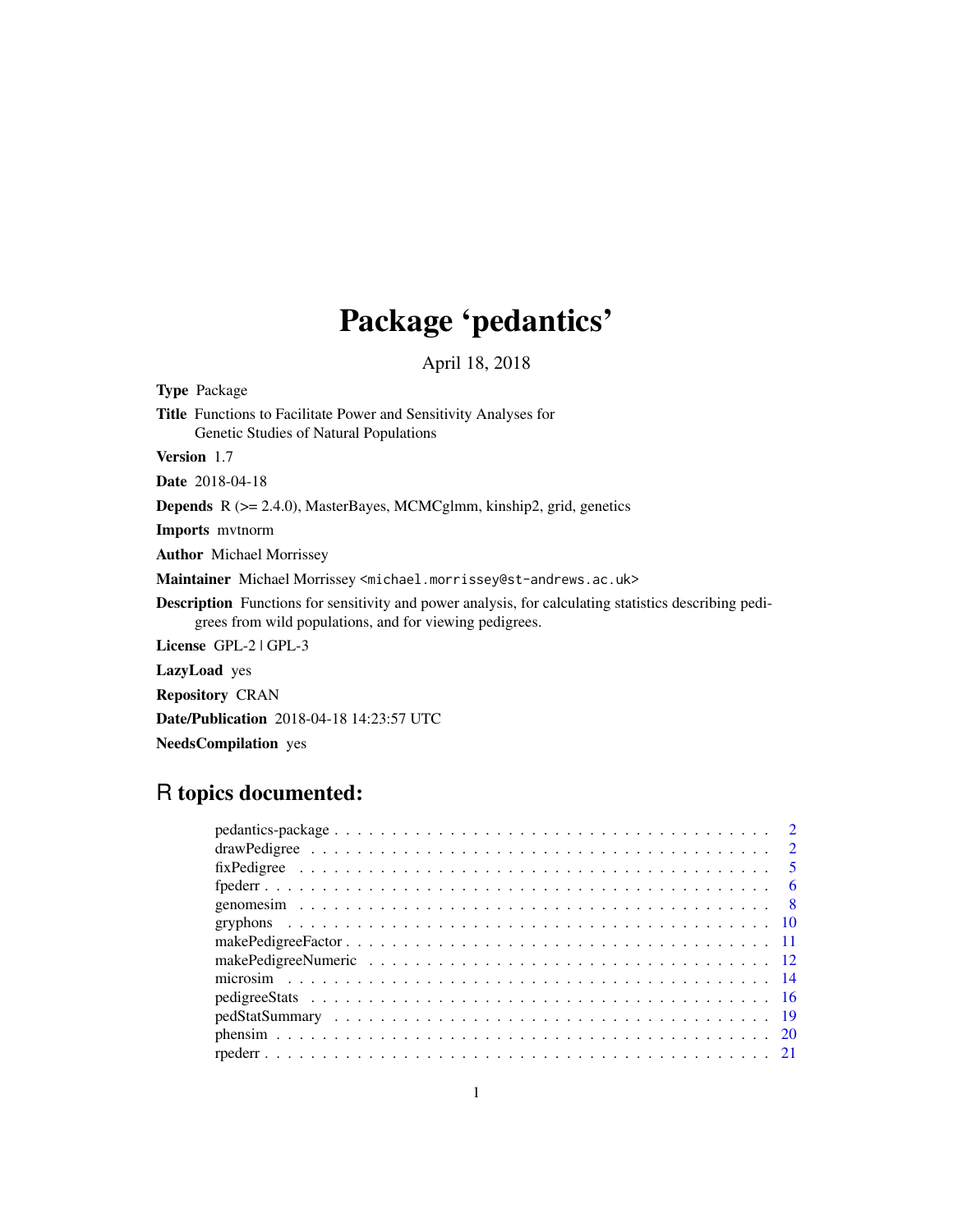# Package 'pedantics'

April 18, 2018

**Type** Package

**Title** Functions to Facilitate Power and Sensitivity Analyses for Genetic Studies of Natural Populations

**Version** 1.7

**Date** 2018-04-18

**Depends** R (>= 2.4.0), MasterBayes, MCMCglmm, kinship2, grid, genetics

**Imports** mvtnorm

**Author** Michael Morrissey

**Maintainer** Michael Morrissey <michael.morrissey@st-andrews.ac.uk>

**Description** Functions for sensitivity and power analysis, for calculating statistics describing pedigrees from wild populations, and for viewing pedigrees.

**License** GPL-2 | GPL-3

**LazyLoad** yes

**Repository** CRAN

**Date/Publication** 2018-04-18 14:23:57 UTC

**NeedsCompilation** yes

## R topics documented:

- pedantics-package . . . . . . . . . . . . . . . . . . . . . . . . . . . . . . . . . . . . . . 2
- drawPedigree . . . . . . . . . . . . . . . . . . . . . . . . . . . . . . . . . . . . . . 2
- fixPedigree . . . . . . . . . . . . . . . . . . . . . . . . . . . . . . . . . . . . . . 5
- fpederr . . . . . . . . . . . . . . . . . . . . . . . . . . . . . . . . . . . . . . 6
- genomesim . . . . . . . . . . . . . . . . . . . . . . . . . . . . . . . . . . . . . . 8
- gryphons . . . . . . . . . . . . . . . . . . . . . . . . . . . . . . . . . . . . . . 10
- makePedigreeFactor . . . . . . . . . . . . . . . . . . . . . . . . . . . . . . . . . . . . . . 11
- makePedigreeNumeric . . . . . . . . . . . . . . . . . . . . . . . . . . . . . . . . . . . . . . 12
- microsim . . . . . . . . . . . . . . . . . . . . . . . . . . . . . . . . . . . . . . 14
- pedigreeStats . . . . . . . . . . . . . . . . . . . . . . . . . . . . . . . . . . . . . . 16
- pedStatSummary . . . . . . . . . . . . . . . . . . . . . . . . . . . . . . . . . . . . . . 19
- phensim . . . . . . . . . . . . . . . . . . . . . . . . . . . . . . . . . . . . . . 20
- rpederr . . . . . . . . . . . . . . . . . . . . . . . . . . . . . . . . . . . . . . 21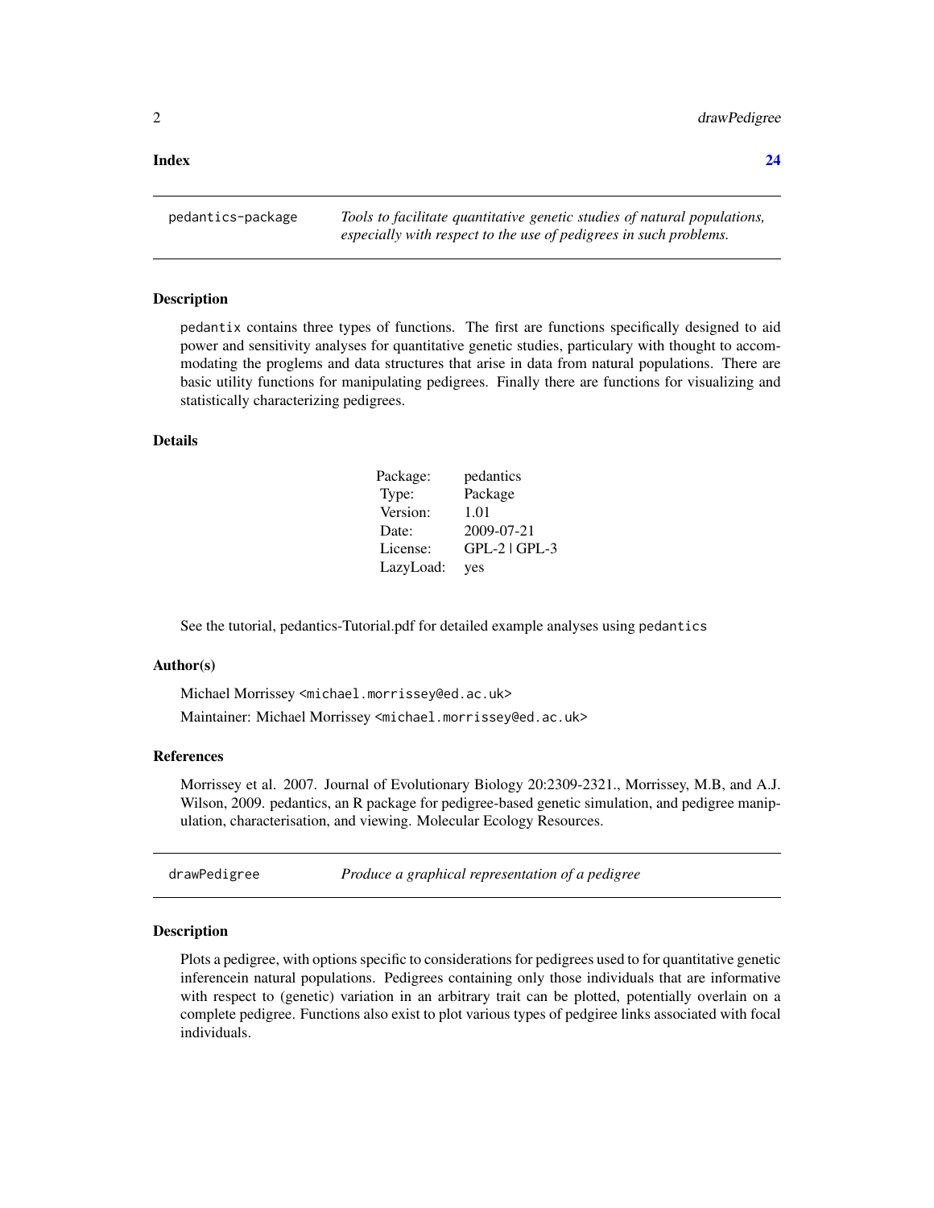**Index** **24**

---

`pedantics-package` *Tools to facilitate quantitative genetic studies of natural populations, especially with respect to the use of pedigrees in such problems.*

---

### Description

pedantix contains three types of functions. The first are functions specifically designed to aid power and sensitivity analyses for quantitative genetic studies, particulary with thought to accommodating the proglems and data structures that arise in data from natural populations. There are basic utility functions for manipulating pedigrees. Finally there are functions for visualizing and statistically characterizing pedigrees.

### Details

| | |
|---|---|
| Package: | pedantics |
| Type: | Package |
| Version: | 1.01 |
| Date: | 2009-07-21 |
| License: | GPL-2 \| GPL-3 |
| LazyLoad: | yes |

See the tutorial, pedantics-Tutorial.pdf for detailed example analyses using `pedantics`

### Author(s)

Michael Morrissey <michael.morrissey@ed.ac.uk>

Maintainer: Michael Morrissey <michael.morrissey@ed.ac.uk>

### References

Morrissey et al. 2007. Journal of Evolutionary Biology 20:2309-2321., Morrissey, M.B, and A.J. Wilson, 2009. pedantics, an R package for pedigree-based genetic simulation, and pedigree manipulation, characterisation, and viewing. Molecular Ecology Resources.

---

`drawPedigree` *Produce a graphical representation of a pedigree*

---

### Description

Plots a pedigree, with options specific to considerations for pedigrees used to for quantitative genetic inferencein natural populations. Pedigrees containing only those individuals that are informative with respect to (genetic) variation in an arbitrary trait can be plotted, potentially overlain on a complete pedigree. Functions also exist to plot various types of pedgiree links associated with focal individuals.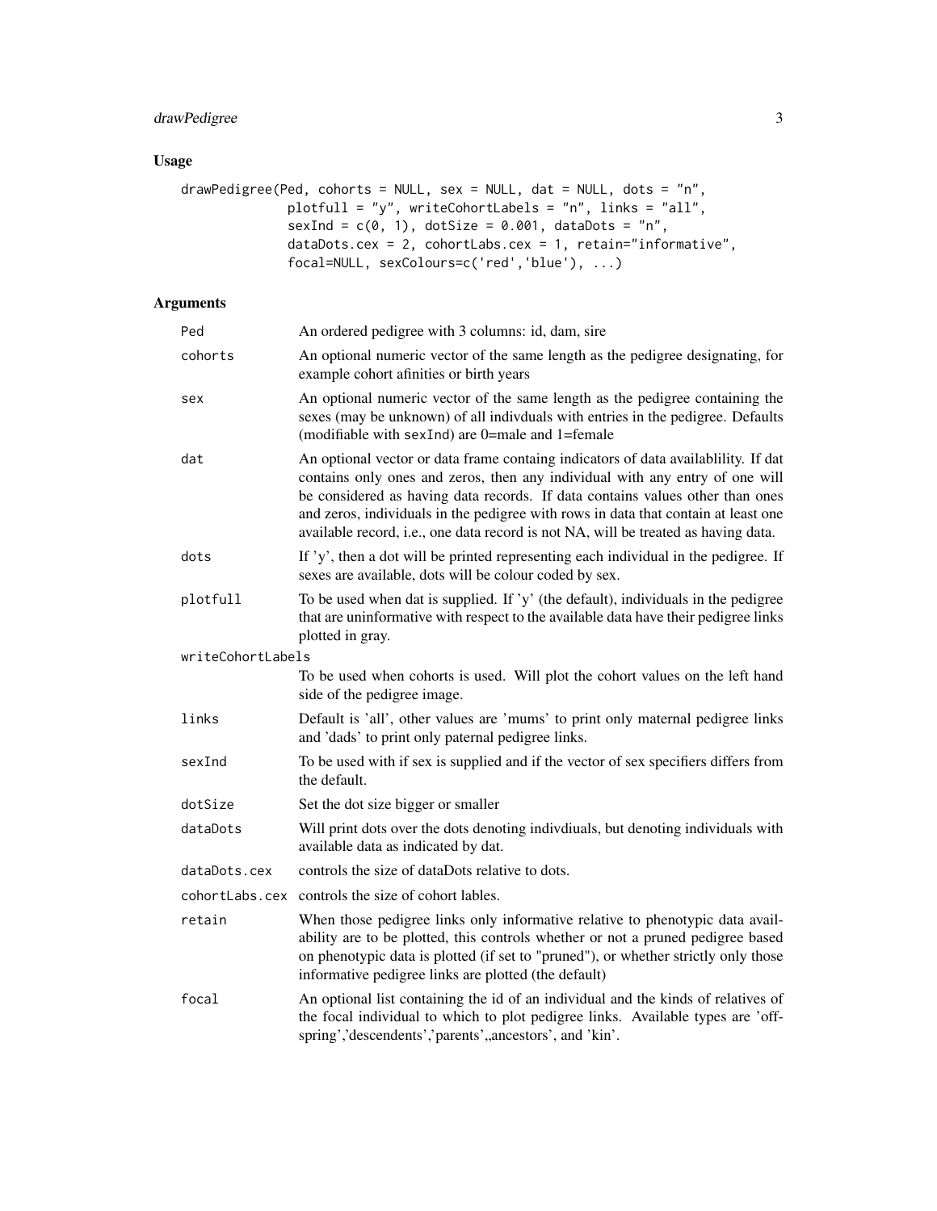## Usage

```
drawPedigree(Ped, cohorts = NULL, sex = NULL, dat = NULL, dots = "n",
             plotfull = "y", writeCohortLabels = "n", links = "all",
             sexInd = c(0, 1), dotSize = 0.001, dataDots = "n",
             dataDots.cex = 2, cohortLabs.cex = 1, retain="informative",
             focal=NULL, sexColours=c('red','blue'), ...)
```

## Arguments

| | |
|---|---|
| `Ped` | An ordered pedigree with 3 columns: id, dam, sire |
| `cohorts` | An optional numeric vector of the same length as the pedigree designating, for example cohort afinities or birth years |
| `sex` | An optional numeric vector of the same length as the pedigree containing the sexes (may be unknown) of all indivduals with entries in the pedigree. Defaults (modifiable with `sexInd`) are 0=male and 1=female |
| `dat` | An optional vector or data frame containg indicators of data availablility. If dat contains only ones and zeros, then any individual with any entry of one will be considered as having data records. If data contains values other than ones and zeros, individuals in the pedigree with rows in data that contain at least one available record, i.e., one data record is not NA, will be treated as having data. |
| `dots` | If 'y', then a dot will be printed representing each individual in the pedigree. If sexes are available, dots will be colour coded by sex. |
| `plotfull` | To be used when dat is supplied. If 'y' (the default), individuals in the pedigree that are uninformative with respect to the available data have their pedigree links plotted in gray. |
| `writeCohortLabels` | To be used when cohorts is used. Will plot the cohort values on the left hand side of the pedigree image. |
| `links` | Default is 'all', other values are 'mums' to print only maternal pedigree links and 'dads' to print only paternal pedigree links. |
| `sexInd` | To be used with if sex is supplied and if the vector of sex specifiers differs from the default. |
| `dotSize` | Set the dot size bigger or smaller |
| `dataDots` | Will print dots over the dots denoting indivdiuals, but denoting individuals with available data as indicated by dat. |
| `dataDots.cex` | controls the size of dataDots relative to dots. |
| `cohortLabs.cex` | controls the size of cohort lables. |
| `retain` | When those pedigree links only informative relative to phenotypic data availability are to be plotted, this controls whether or not a pruned pedigree based on phenotypic data is plotted (if set to "pruned"), or whether strictly only those informative pedigree links are plotted (the default) |
| `focal` | An optional list containing the id of an individual and the kinds of relatives of the focal individual to which to plot pedigree links. Available types are 'offspring','descendents','parents',,ancestors', and 'kin'. |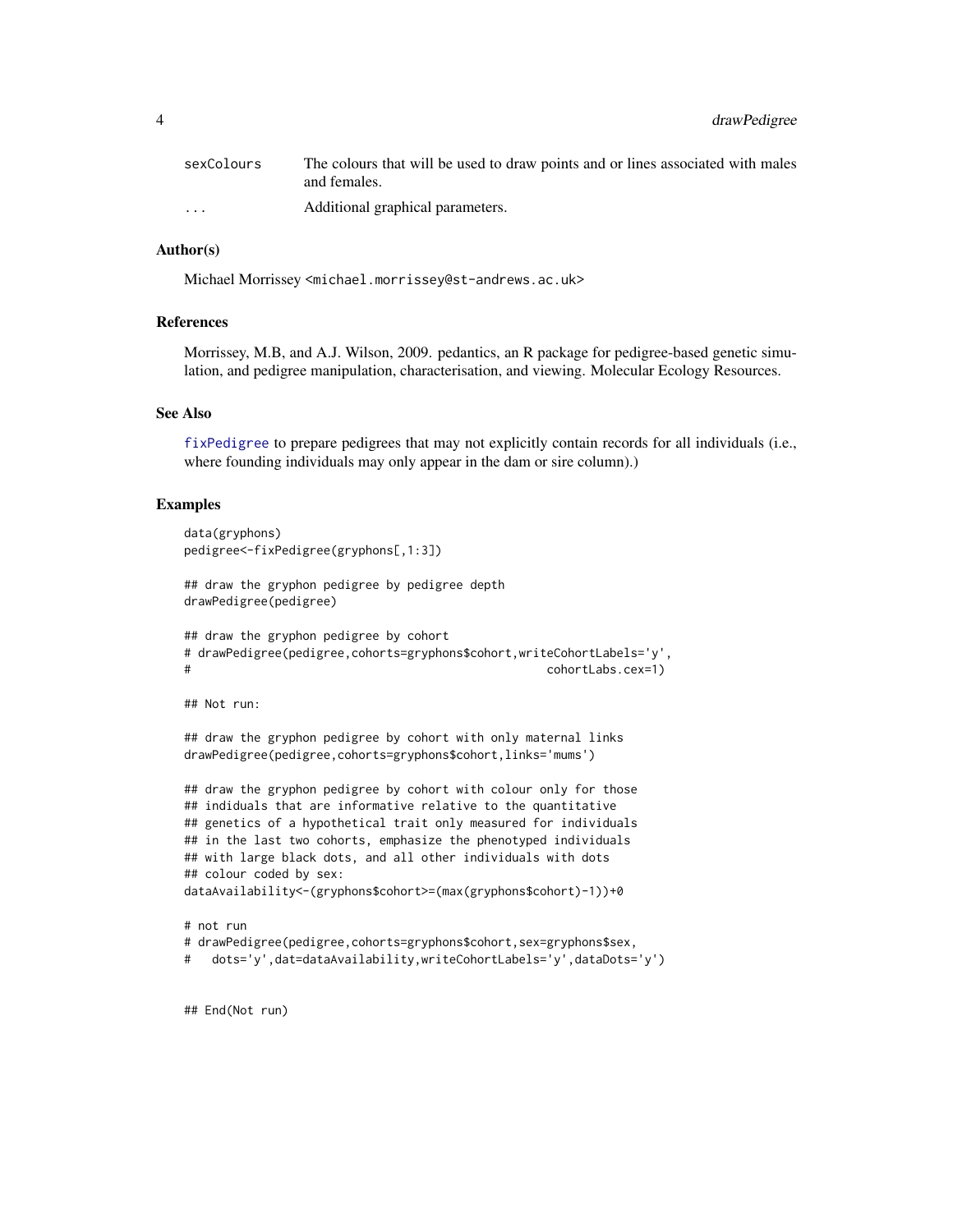| | |
|---|---|
| sexColours | The colours that will be used to draw points and or lines associated with males and females. |
| ... | Additional graphical parameters. |

### Author(s)

Michael Morrissey <michael.morrissey@st-andrews.ac.uk>

### References

Morrissey, M.B, and A.J. Wilson, 2009. pedantics, an R package for pedigree-based genetic simulation, and pedigree manipulation, characterisation, and viewing. Molecular Ecology Resources.

### See Also

fixPedigree to prepare pedigrees that may not explicitly contain records for all individuals (i.e., where founding individuals may only appear in the dam or sire column).)

### Examples

```
data(gryphons)
pedigree<-fixPedigree(gryphons[,1:3])

## draw the gryphon pedigree by pedigree depth
drawPedigree(pedigree)

## draw the gryphon pedigree by cohort
# drawPedigree(pedigree,cohorts=gryphons$cohort,writeCohortLabels='y',
#                                                     cohortLabs.cex=1)

## Not run:

## draw the gryphon pedigree by cohort with only maternal links
drawPedigree(pedigree,cohorts=gryphons$cohort,links='mums')

## draw the gryphon pedigree by cohort with colour only for those
## indiduals that are informative relative to the quantitative
## genetics of a hypothetical trait only measured for individuals
## in the last two cohorts, emphasize the phenotyped individuals
## with large black dots, and all other individuals with dots
## colour coded by sex:
dataAvailability<-(gryphons$cohort>=(max(gryphons$cohort)-1))+0

# not run
# drawPedigree(pedigree,cohorts=gryphons$cohort,sex=gryphons$sex,
#   dots='y',dat=dataAvailability,writeCohortLabels='y',dataDots='y')


## End(Not run)
```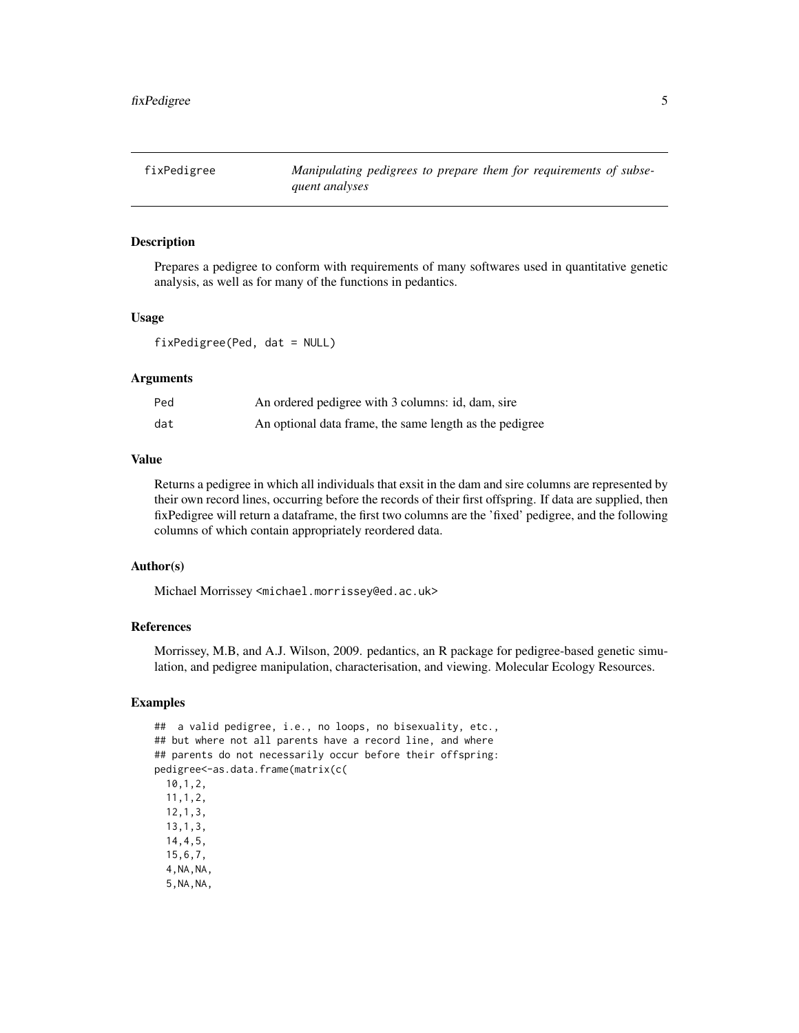fixPedigree — *Manipulating pedigrees to prepare them for requirements of subsequent analyses*

## Description

Prepares a pedigree to conform with requirements of many softwares used in quantitative genetic analysis, as well as for many of the functions in pedantics.

## Usage

```
fixPedigree(Ped, dat = NULL)
```

## Arguments

| | |
|---|---|
| Ped | An ordered pedigree with 3 columns: id, dam, sire |
| dat | An optional data frame, the same length as the pedigree |

## Value

Returns a pedigree in which all individuals that exsit in the dam and sire columns are represented by their own record lines, occurring before the records of their first offspring. If data are supplied, then fixPedigree will return a dataframe, the first two columns are the 'fixed' pedigree, and the following columns of which contain appropriately reordered data.

## Author(s)

Michael Morrissey <michael.morrissey@ed.ac.uk>

## References

Morrissey, M.B, and A.J. Wilson, 2009. pedantics, an R package for pedigree-based genetic simulation, and pedigree manipulation, characterisation, and viewing. Molecular Ecology Resources.

## Examples

```
##  a valid pedigree, i.e., no loops, no bisexuality, etc.,
## but where not all parents have a record line, and where
## parents do not necessarily occur before their offspring:
pedigree<-as.data.frame(matrix(c(
  10,1,2,
  11,1,2,
  12,1,3,
  13,1,3,
  14,4,5,
  15,6,7,
  4,NA,NA,
  5,NA,NA,
```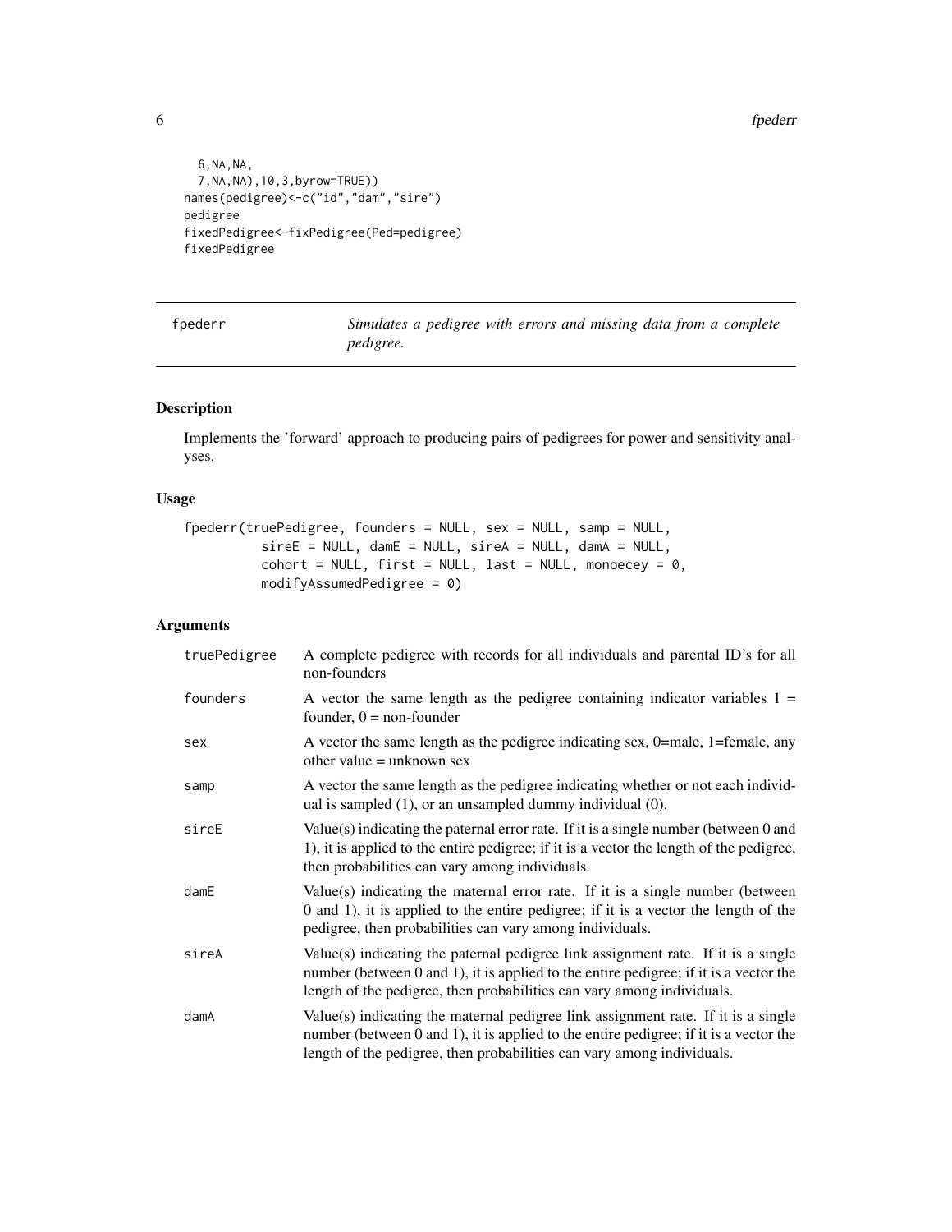```
  6,NA,NA,
  7,NA,NA),10,3,byrow=TRUE))
names(pedigree)<-c("id","dam","sire")
pedigree
fixedPedigree<-fixPedigree(Ped=pedigree)
fixedPedigree
```

## fpederr — *Simulates a pedigree with errors and missing data from a complete pedigree.*

### Description

Implements the 'forward' approach to producing pairs of pedigrees for power and sensitivity analyses.

### Usage

```
fpederr(truePedigree, founders = NULL, sex = NULL, samp = NULL,
         sireE = NULL, damE = NULL, sireA = NULL, damA = NULL,
         cohort = NULL, first = NULL, last = NULL, monoecey = 0,
         modifyAssumedPedigree = 0)
```

### Arguments

| | |
|---|---|
| truePedigree | A complete pedigree with records for all individuals and parental ID's for all non-founders |
| founders | A vector the same length as the pedigree containing indicator variables 1 = founder, 0 = non-founder |
| sex | A vector the same length as the pedigree indicating sex, 0=male, 1=female, any other value = unknown sex |
| samp | A vector the same length as the pedigree indicating whether or not each individual is sampled (1), or an unsampled dummy individual (0). |
| sireE | Value(s) indicating the paternal error rate. If it is a single number (between 0 and 1), it is applied to the entire pedigree; if it is a vector the length of the pedigree, then probabilities can vary among individuals. |
| damE | Value(s) indicating the maternal error rate. If it is a single number (between 0 and 1), it is applied to the entire pedigree; if it is a vector the length of the pedigree, then probabilities can vary among individuals. |
| sireA | Value(s) indicating the paternal pedigree link assignment rate. If it is a single number (between 0 and 1), it is applied to the entire pedigree; if it is a vector the length of the pedigree, then probabilities can vary among individuals. |
| damA | Value(s) indicating the maternal pedigree link assignment rate. If it is a single number (between 0 and 1), it is applied to the entire pedigree; if it is a vector the length of the pedigree, then probabilities can vary among individuals. |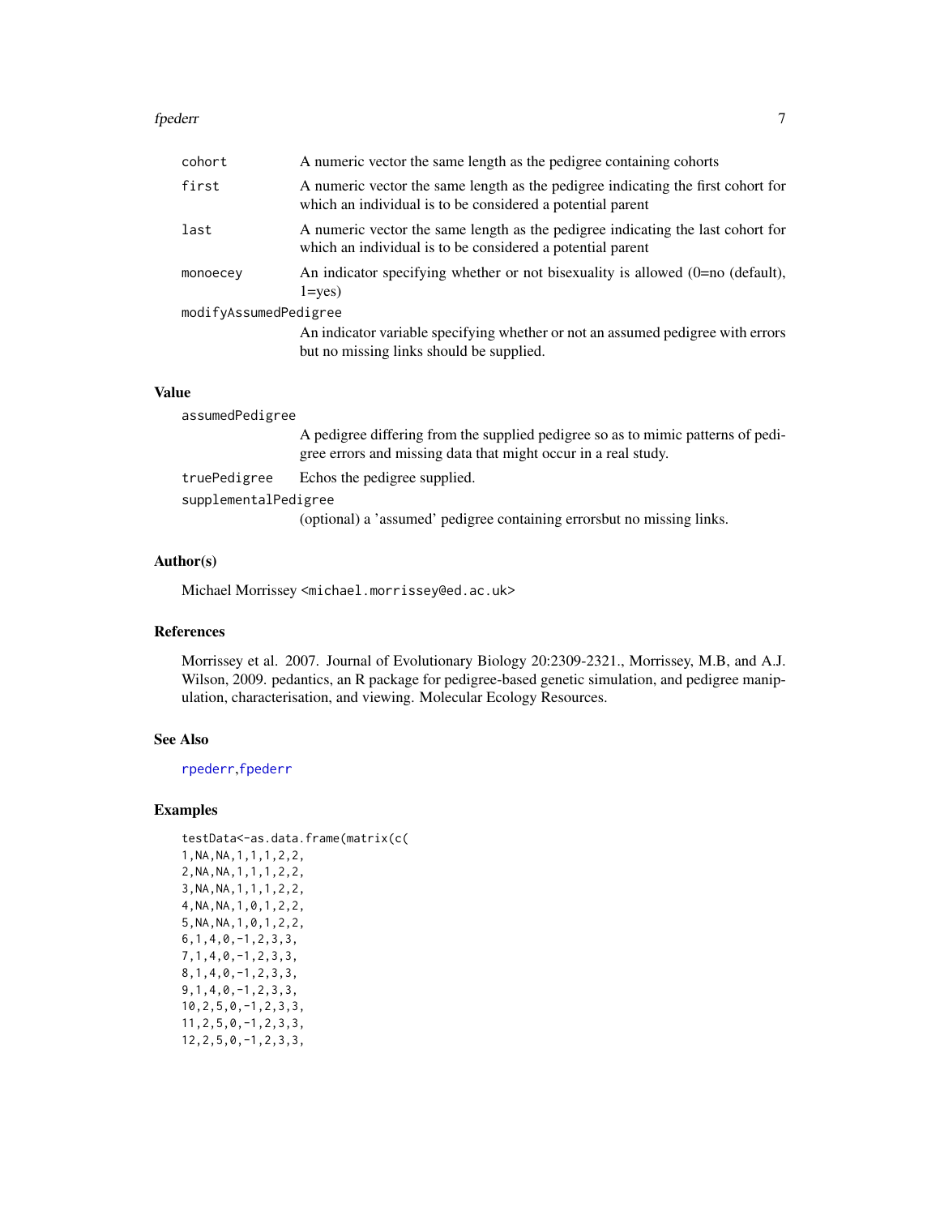| | |
|---|---|
| cohort | A numeric vector the same length as the pedigree containing cohorts |
| first | A numeric vector the same length as the pedigree indicating the first cohort for which an individual is to be considered a potential parent |
| last | A numeric vector the same length as the pedigree indicating the last cohort for which an individual is to be considered a potential parent |
| monoecey | An indicator specifying whether or not bisexuality is allowed (0=no (default), 1=yes) |
| modifyAssumedPedigree | An indicator variable specifying whether or not an assumed pedigree with errors but no missing links should be supplied. |

## Value

| | |
|---|---|
| assumedPedigree | A pedigree differing from the supplied pedigree so as to mimic patterns of pedigree errors and missing data that might occur in a real study. |
| truePedigree | Echos the pedigree supplied. |
| supplementalPedigree | (optional) a 'assumed' pedigree containing errorsbut no missing links. |

## Author(s)

Michael Morrissey <michael.morrissey@ed.ac.uk>

## References

Morrissey et al. 2007. Journal of Evolutionary Biology 20:2309-2321., Morrissey, M.B, and A.J. Wilson, 2009. pedantics, an R package for pedigree-based genetic simulation, and pedigree manipulation, characterisation, and viewing. Molecular Ecology Resources.

## See Also

rpederr,fpederr

## Examples

```
testData<-as.data.frame(matrix(c(
1,NA,NA,1,1,1,2,2,
2,NA,NA,1,1,1,2,2,
3,NA,NA,1,1,1,2,2,
4,NA,NA,1,0,1,2,2,
5,NA,NA,1,0,1,2,2,
6,1,4,0,-1,2,3,3,
7,1,4,0,-1,2,3,3,
8,1,4,0,-1,2,3,3,
9,1,4,0,-1,2,3,3,
10,2,5,0,-1,2,3,3,
11,2,5,0,-1,2,3,3,
12,2,5,0,-1,2,3,3,
```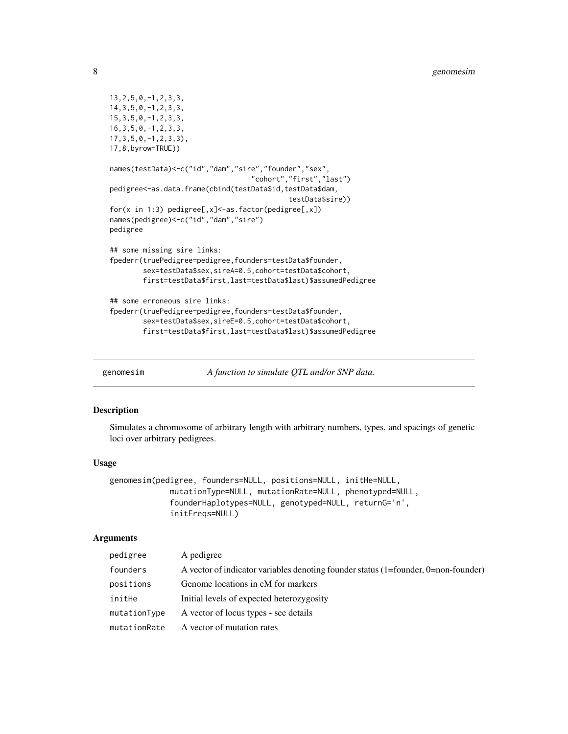```
13,2,5,0,-1,2,3,3,
14,3,5,0,-1,2,3,3,
15,3,5,0,-1,2,3,3,
16,3,5,0,-1,2,3,3,
17,3,5,0,-1,2,3,3),
17,8,byrow=TRUE))

names(testData)<-c("id","dam","sire","founder","sex",
                                "cohort","first","last")
pedigree<-as.data.frame(cbind(testData$id,testData$dam,
                                          testData$sire))
for(x in 1:3) pedigree[,x]<-as.factor(pedigree[,x])
names(pedigree)<-c("id","dam","sire")
pedigree

## some missing sire links:
fpederr(truePedigree=pedigree,founders=testData$founder,
        sex=testData$sex,sireA=0.5,cohort=testData$cohort,
        first=testData$first,last=testData$last)$assumedPedigree

## some erroneous sire links:
fpederr(truePedigree=pedigree,founders=testData$founder,
        sex=testData$sex,sireE=0.5,cohort=testData$cohort,
        first=testData$first,last=testData$last)$assumedPedigree
```

---

## genomesim — *A function to simulate QTL and/or SNP data.*

---

### Description

Simulates a chromosome of arbitrary length with arbitrary numbers, types, and spacings of genetic loci over arbitrary pedigrees.

### Usage

```
genomesim(pedigree, founders=NULL, positions=NULL, initHe=NULL,
            mutationType=NULL, mutationRate=NULL, phenotyped=NULL,
            founderHaplotypes=NULL, genotyped=NULL, returnG='n',
            initFreqs=NULL)
```

### Arguments

| | |
|---|---|
| pedigree | A pedigree |
| founders | A vector of indicator variables denoting founder status (1=founder, 0=non-founder) |
| positions | Genome locations in cM for markers |
| initHe | Initial levels of expected heterozygosity |
| mutationType | A vector of locus types - see details |
| mutationRate | A vector of mutation rates |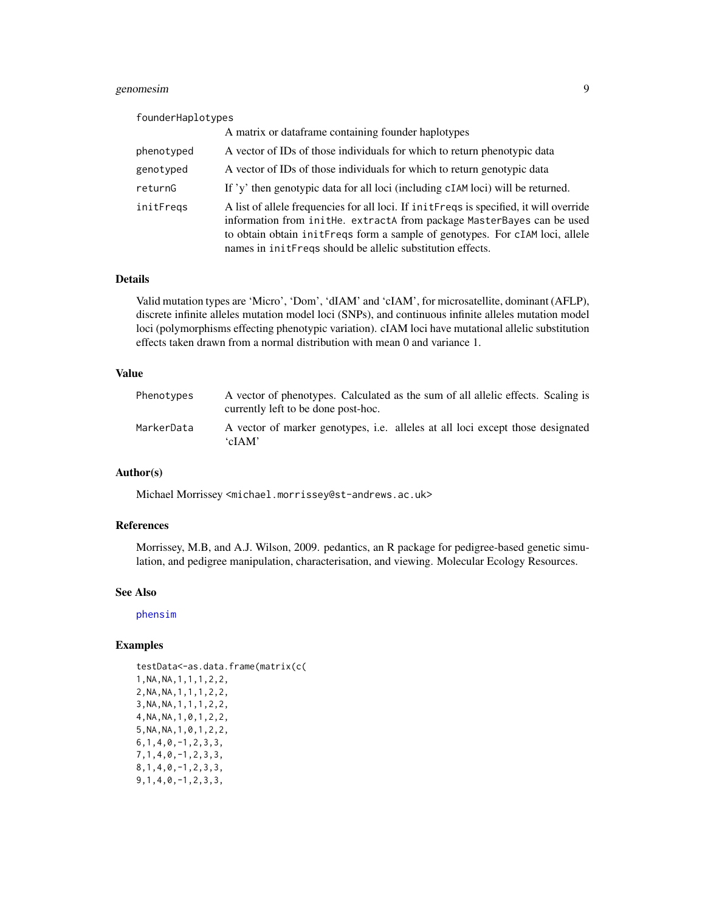| | |
|---|---|
| `founderHaplotypes` | A matrix or dataframe containing founder haplotypes |
| `phenotyped` | A vector of IDs of those individuals for which to return phenotypic data |
| `genotyped` | A vector of IDs of those individuals for which to return genotypic data |
| `returnG` | If 'y' then genotypic data for all loci (including `cIAM` loci) will be returned. |
| `initFreqs` | A list of allele frequencies for all loci. If `initFreqs` is specified, it will override information from `initHe`. `extractA` from package `MasterBayes` can be used to obtain obtain `initFreqs` form a sample of genotypes. For `cIAM` loci, allele names in `initFreqs` should be allelic substitution effects. |

## Details

Valid mutation types are 'Micro', 'Dom', 'dIAM' and 'cIAM', for microsatellite, dominant (AFLP), discrete infinite alleles mutation model loci (SNPs), and continuous infinite alleles mutation model loci (polymorphisms effecting phenotypic variation). cIAM loci have mutational allelic substitution effects taken drawn from a normal distribution with mean 0 and variance 1.

## Value

| | |
|---|---|
| `Phenotypes` | A vector of phenotypes. Calculated as the sum of all allelic effects. Scaling is currently left to be done post-hoc. |
| `MarkerData` | A vector of marker genotypes, i.e. alleles at all loci except those designated 'cIAM' |

## Author(s)

Michael Morrissey <michael.morrissey@st-andrews.ac.uk>

## References

Morrissey, M.B, and A.J. Wilson, 2009. pedantics, an R package for pedigree-based genetic simulation, and pedigree manipulation, characterisation, and viewing. Molecular Ecology Resources.

## See Also

phensim

## Examples

```
testData<-as.data.frame(matrix(c(
1,NA,NA,1,1,1,2,2,
2,NA,NA,1,1,1,2,2,
3,NA,NA,1,1,1,2,2,
4,NA,NA,1,0,1,2,2,
5,NA,NA,1,0,1,2,2,
6,1,4,0,-1,2,3,3,
7,1,4,0,-1,2,3,3,
8,1,4,0,-1,2,3,3,
9,1,4,0,-1,2,3,3,
```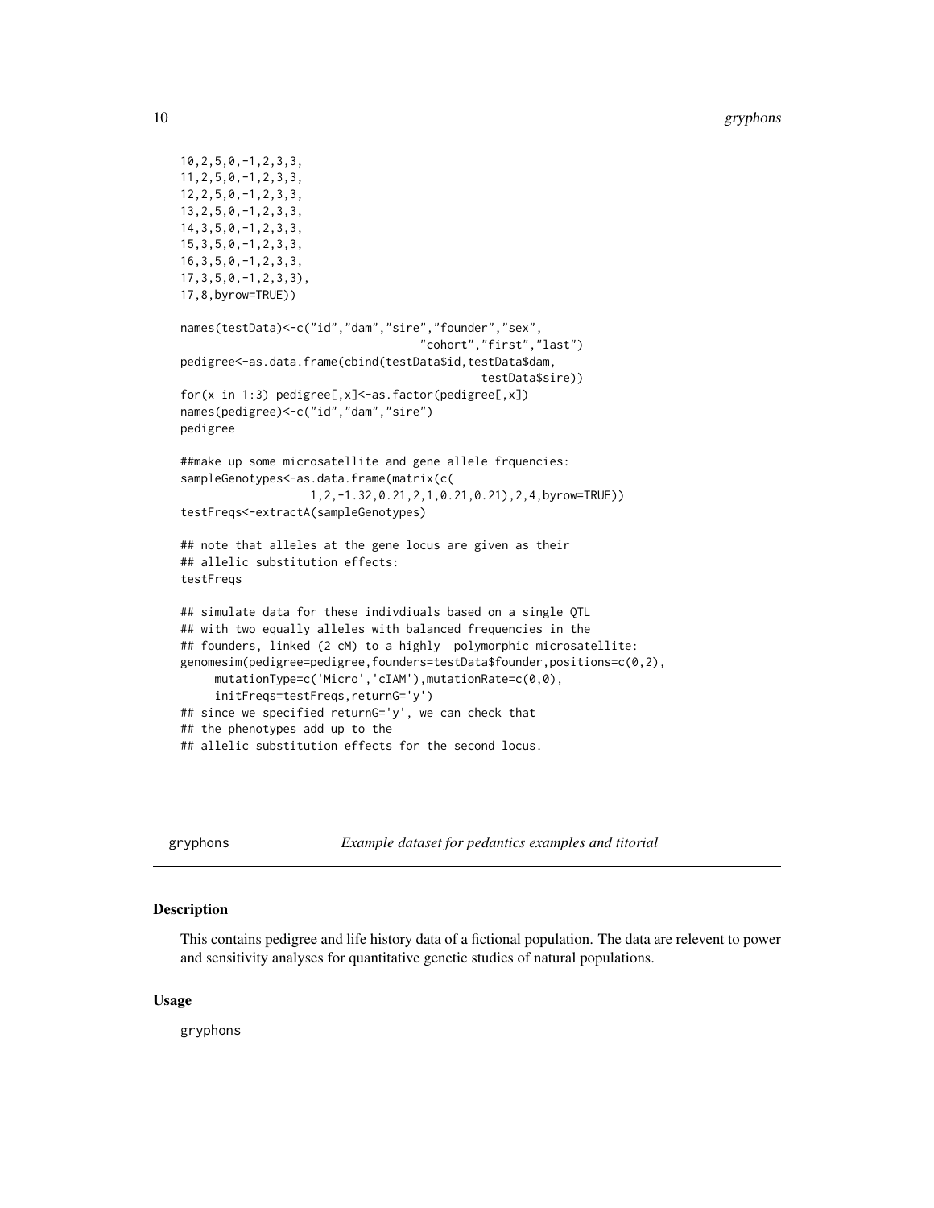```
10,2,5,0,-1,2,3,3,
11,2,5,0,-1,2,3,3,
12,2,5,0,-1,2,3,3,
13,2,5,0,-1,2,3,3,
14,3,5,0,-1,2,3,3,
15,3,5,0,-1,2,3,3,
16,3,5,0,-1,2,3,3,
17,3,5,0,-1,2,3,3),
17,8,byrow=TRUE))

names(testData)<-c("id","dam","sire","founder","sex",
                                   "cohort","first","last")
pedigree<-as.data.frame(cbind(testData$id,testData$dam,
                                              testData$sire))
for(x in 1:3) pedigree[,x]<-as.factor(pedigree[,x])
names(pedigree)<-c("id","dam","sire")
pedigree

##make up some microsatellite and gene allele frquencies:
sampleGenotypes<-as.data.frame(matrix(c(
                  1,2,-1.32,0.21,2,1,0.21,0.21),2,4,byrow=TRUE))
testFreqs<-extractA(sampleGenotypes)

## note that alleles at the gene locus are given as their
## allelic substitution effects:
testFreqs

## simulate data for these indivdiuals based on a single QTL
## with two equally alleles with balanced frequencies in the
## founders, linked (2 cM) to a highly  polymorphic microsatellite:
genomesim(pedigree=pedigree,founders=testData$founder,positions=c(0,2),
     mutationType=c('Micro','cIAM'),mutationRate=c(0,0),
     initFreqs=testFreqs,returnG='y')
## since we specified returnG='y', we can check that
## the phenotypes add up to the
## allelic substitution effects for the second locus.
```

---

## gryphons — *Example dataset for pedantics examples and titorial*

### Description

This contains pedigree and life history data of a fictional population. The data are relevent to power and sensitivity analyses for quantitative genetic studies of natural populations.

### Usage

```
gryphons
```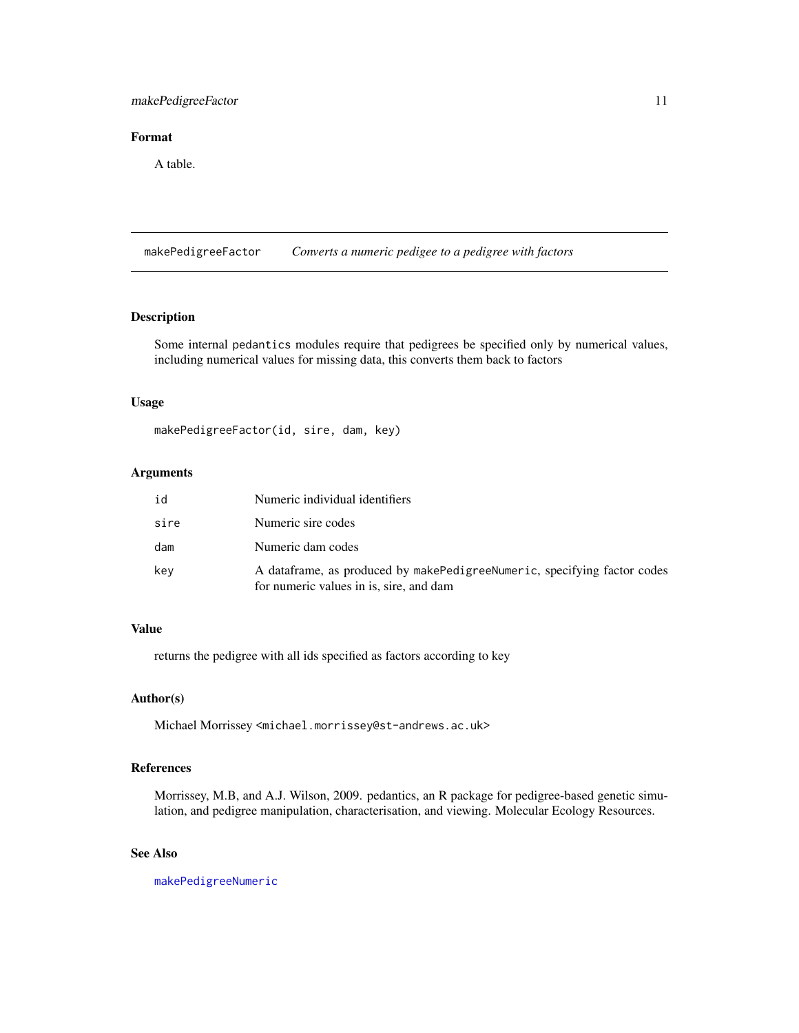## Format

A table.

---

## makePedigreeFactor *Converts a numeric pedigee to a pedigree with factors*

### Description

Some internal pedantics modules require that pedigrees be specified only by numerical values, including numerical values for missing data, this converts them back to factors

### Usage

```
makePedigreeFactor(id, sire, dam, key)
```

### Arguments

| | |
|---|---|
| id | Numeric individual identifiers |
| sire | Numeric sire codes |
| dam | Numeric dam codes |
| key | A dataframe, as produced by makePedigreeNumeric, specifying factor codes for numeric values in is, sire, and dam |

### Value

returns the pedigree with all ids specified as factors according to key

### Author(s)

Michael Morrissey <michael.morrissey@st-andrews.ac.uk>

### References

Morrissey, M.B, and A.J. Wilson, 2009. pedantics, an R package for pedigree-based genetic simulation, and pedigree manipulation, characterisation, and viewing. Molecular Ecology Resources.

### See Also

makePedigreeNumeric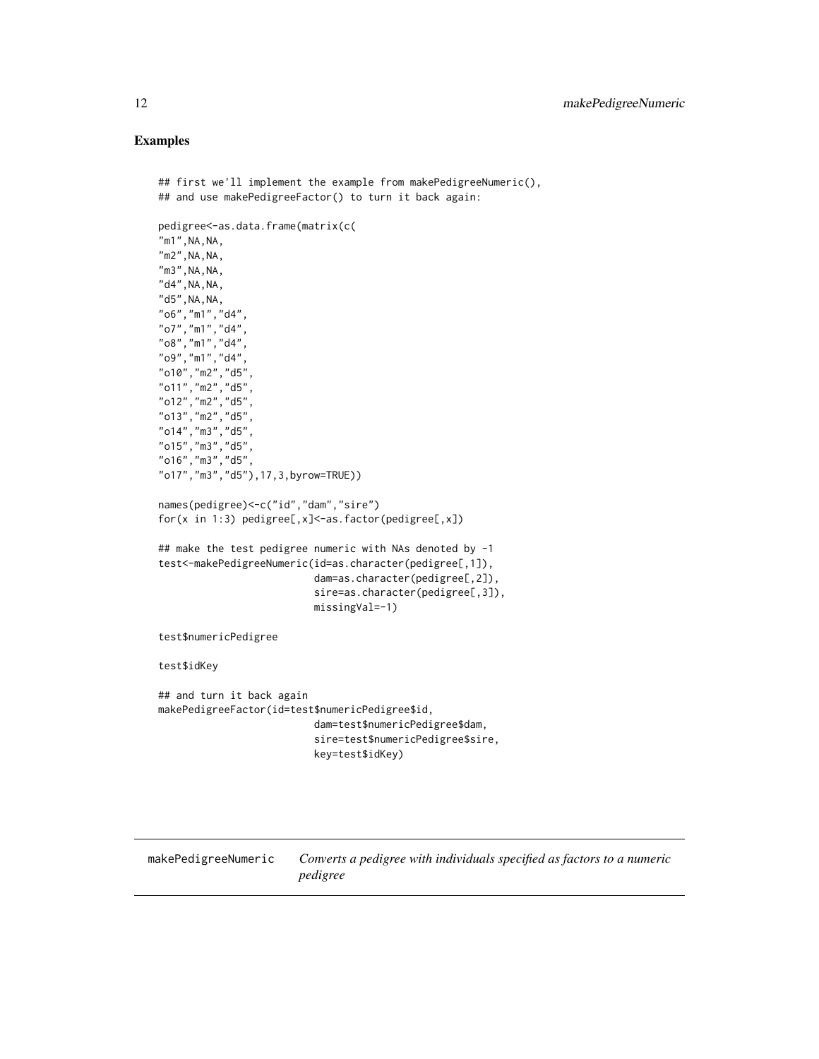## Examples

```
## first we'll implement the example from makePedigreeNumeric(),
## and use makePedigreeFactor() to turn it back again:

pedigree<-as.data.frame(matrix(c(
"m1",NA,NA,
"m2",NA,NA,
"m3",NA,NA,
"d4",NA,NA,
"d5",NA,NA,
"o6","m1","d4",
"o7","m1","d4",
"o8","m1","d4",
"o9","m1","d4",
"o10","m2","d5",
"o11","m2","d5",
"o12","m2","d5",
"o13","m2","d5",
"o14","m3","d5",
"o15","m3","d5",
"o16","m3","d5",
"o17","m3","d5"),17,3,byrow=TRUE))

names(pedigree)<-c("id","dam","sire")
for(x in 1:3) pedigree[,x]<-as.factor(pedigree[,x])

## make the test pedigree numeric with NAs denoted by -1
test<-makePedigreeNumeric(id=as.character(pedigree[,1]),
                          dam=as.character(pedigree[,2]),
                          sire=as.character(pedigree[,3]),
                          missingVal=-1)

test$numericPedigree

test$idKey

## and turn it back again
makePedigreeFactor(id=test$numericPedigree$id,
                          dam=test$numericPedigree$dam,
                          sire=test$numericPedigree$sire,
                          key=test$idKey)
```

---

`makePedigreeNumeric` *Converts a pedigree with individuals specified as factors to a numeric pedigree*

---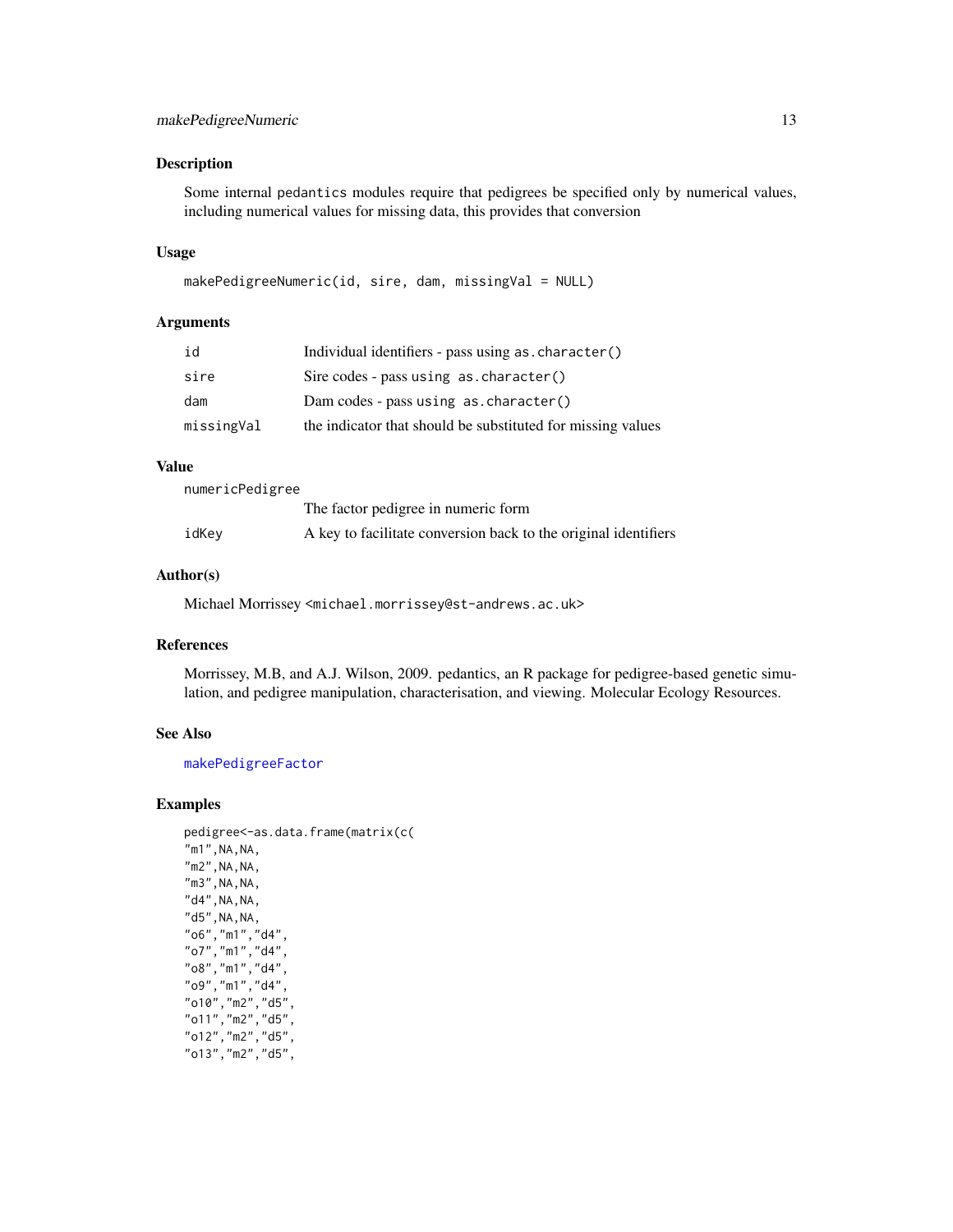## Description

Some internal `pedantics` modules require that pedigrees be specified only by numerical values, including numerical values for missing data, this provides that conversion

## Usage

```
makePedigreeNumeric(id, sire, dam, missingVal = NULL)
```

## Arguments

| | |
|---|---|
| `id` | Individual identifiers - pass using `as.character()` |
| `sire` | Sire codes - pass using `as.character()` |
| `dam` | Dam codes - pass using `as.character()` |
| `missingVal` | the indicator that should be substituted for missing values |

## Value

| | |
|---|---|
| `numericPedigree` | The factor pedigree in numeric form |
| `idKey` | A key to facilitate conversion back to the original identifiers |

## Author(s)

Michael Morrissey <michael.morrissey@st-andrews.ac.uk>

## References

Morrissey, M.B, and A.J. Wilson, 2009. pedantics, an R package for pedigree-based genetic simulation, and pedigree manipulation, characterisation, and viewing. Molecular Ecology Resources.

## See Also

makePedigreeFactor

## Examples

```
pedigree<-as.data.frame(matrix(c(
"m1",NA,NA,
"m2",NA,NA,
"m3",NA,NA,
"d4",NA,NA,
"d5",NA,NA,
"o6","m1","d4",
"o7","m1","d4",
"o8","m1","d4",
"o9","m1","d4",
"o10","m2","d5",
"o11","m2","d5",
"o12","m2","d5",
"o13","m2","d5",
```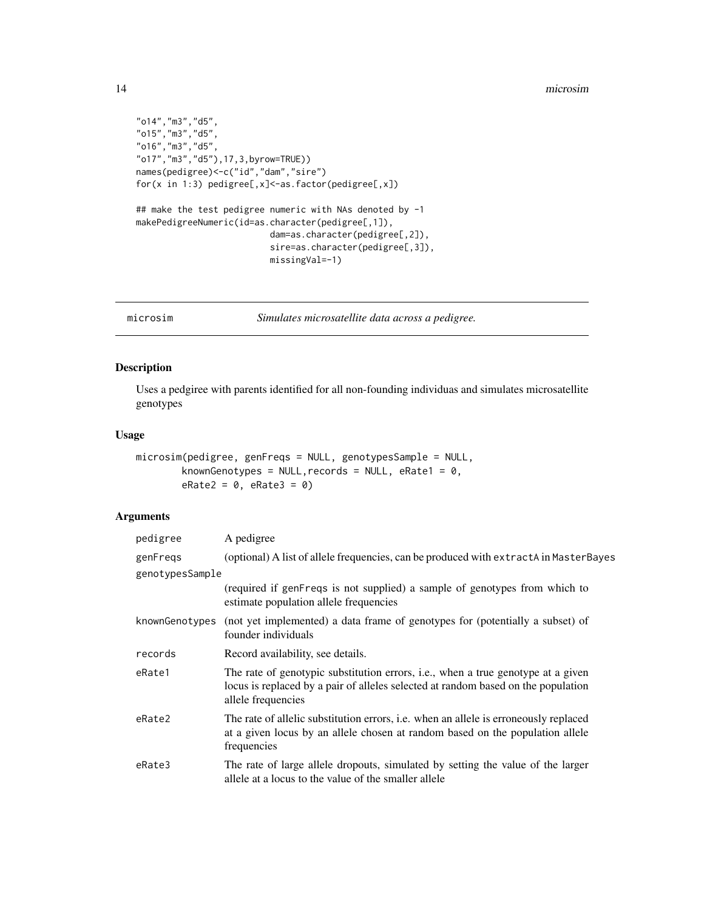```
"o14","m3","d5",
"o15","m3","d5",
"o16","m3","d5",
"o17","m3","d5"),17,3,byrow=TRUE))
names(pedigree)<-c("id","dam","sire")
for(x in 1:3) pedigree[,x]<-as.factor(pedigree[,x])

## make the test pedigree numeric with NAs denoted by -1
makePedigreeNumeric(id=as.character(pedigree[,1]),
                          dam=as.character(pedigree[,2]),
                          sire=as.character(pedigree[,3]),
                          missingVal=-1)
```

---

## microsim *Simulates microsatellite data across a pedigree.*

---

### Description

Uses a pedgiree with parents identified for all non-founding individuas and simulates microsatellite genotypes

### Usage

```
microsim(pedigree, genFreqs = NULL, genotypesSample = NULL,
        knownGenotypes = NULL,records = NULL, eRate1 = 0,
        eRate2 = 0, eRate3 = 0)
```

### Arguments

| | |
|---|---|
| pedigree | A pedigree |
| genFreqs | (optional) A list of allele frequencies, can be produced with extractA in MasterBayes |
| genotypesSample | (required if genFreqs is not supplied) a sample of genotypes from which to estimate population allele frequencies |
| knownGenotypes | (not yet implemented) a data frame of genotypes for (potentially a subset) of founder individuals |
| records | Record availability, see details. |
| eRate1 | The rate of genotypic substitution errors, i.e., when a true genotype at a given locus is replaced by a pair of alleles selected at random based on the population allele frequencies |
| eRate2 | The rate of allelic substitution errors, i.e. when an allele is erroneously replaced at a given locus by an allele chosen at random based on the population allele frequencies |
| eRate3 | The rate of large allele dropouts, simulated by setting the value of the larger allele at a locus to the value of the smaller allele |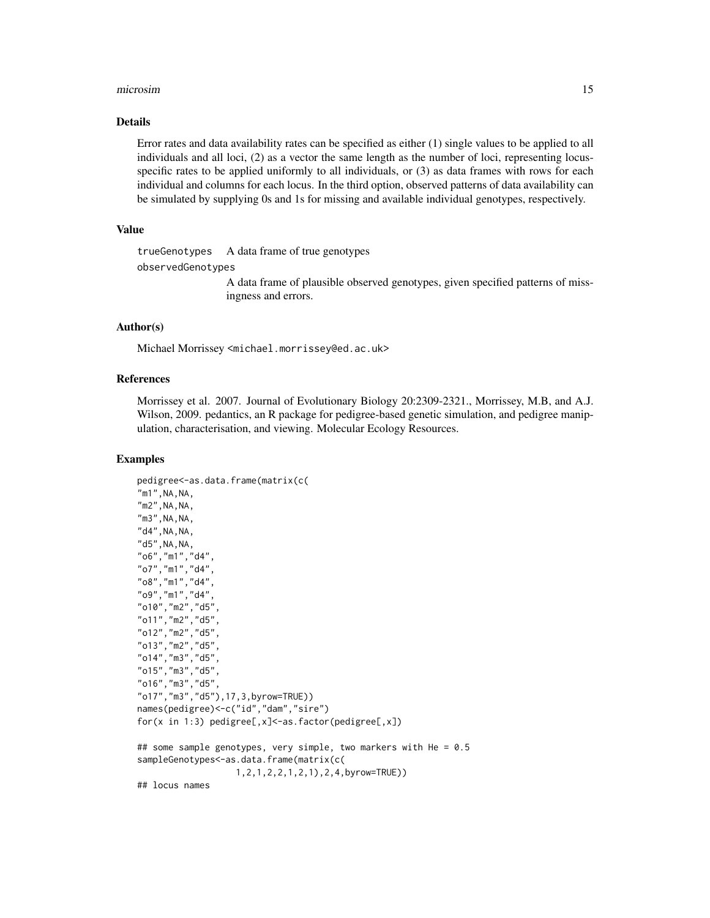## Details

Error rates and data availability rates can be specified as either (1) single values to be applied to all individuals and all loci, (2) as a vector the same length as the number of loci, representing locus-specific rates to be applied uniformly to all individuals, or (3) as data frames with rows for each individual and columns for each locus. In the third option, observed patterns of data availability can be simulated by supplying 0s and 1s for missing and available individual genotypes, respectively.

## Value

`trueGenotypes` A data frame of true genotypes

`observedGenotypes`
A data frame of plausible observed genotypes, given specified patterns of missingness and errors.

## Author(s)

Michael Morrissey <michael.morrissey@ed.ac.uk>

## References

Morrissey et al. 2007. Journal of Evolutionary Biology 20:2309-2321., Morrissey, M.B, and A.J. Wilson, 2009. pedantics, an R package for pedigree-based genetic simulation, and pedigree manipulation, characterisation, and viewing. Molecular Ecology Resources.

## Examples

```
pedigree<-as.data.frame(matrix(c(
"m1",NA,NA,
"m2",NA,NA,
"m3",NA,NA,
"d4",NA,NA,
"d5",NA,NA,
"o6","m1","d4",
"o7","m1","d4",
"o8","m1","d4",
"o9","m1","d4",
"o10","m2","d5",
"o11","m2","d5",
"o12","m2","d5",
"o13","m2","d5",
"o14","m3","d5",
"o15","m3","d5",
"o16","m3","d5",
"o17","m3","d5"),17,3,byrow=TRUE))
names(pedigree)<-c("id","dam","sire")
for(x in 1:3) pedigree[,x]<-as.factor(pedigree[,x])

## some sample genotypes, very simple, two markers with He = 0.5
sampleGenotypes<-as.data.frame(matrix(c(
                  1,2,1,2,2,1,2,1),2,4,byrow=TRUE))
## locus names
```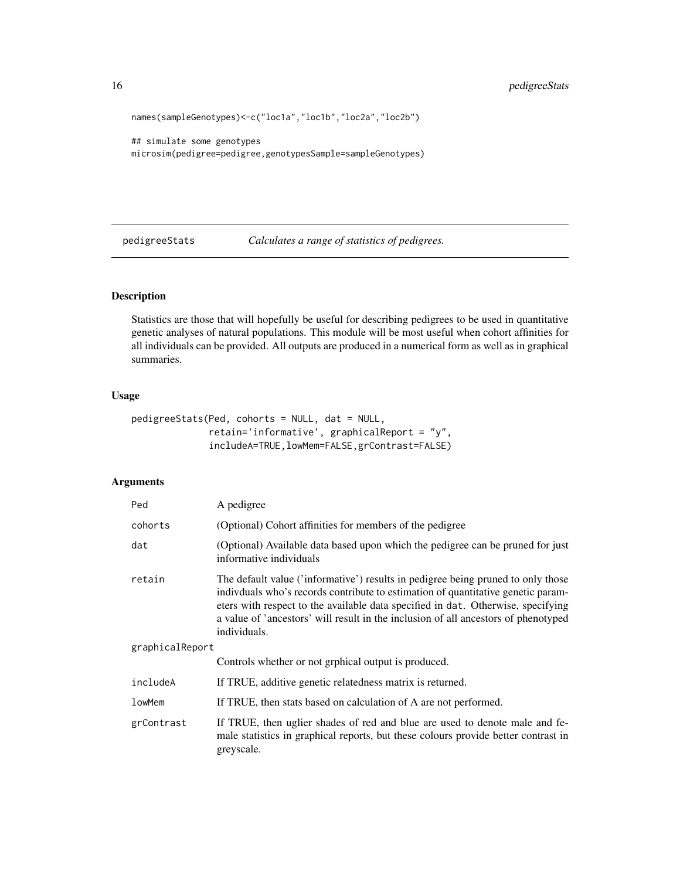```
names(sampleGenotypes)<-c("loc1a","loc1b","loc2a","loc2b")

## simulate some genotypes
microsim(pedigree=pedigree,genotypesSample=sampleGenotypes)
```

---

## pedigreeStats *Calculates a range of statistics of pedigrees.*

---

### Description

Statistics are those that will hopefully be useful for describing pedigrees to be used in quantitative genetic analyses of natural populations. This module will be most useful when cohort affinities for all individuals can be provided. All outputs are produced in a numerical form as well as in graphical summaries.

### Usage

```
pedigreeStats(Ped, cohorts = NULL, dat = NULL,
              retain='informative', graphicalReport = "y",
              includeA=TRUE,lowMem=FALSE,grContrast=FALSE)
```

### Arguments

| | |
|---|---|
| `Ped` | A pedigree |
| `cohorts` | (Optional) Cohort affinities for members of the pedigree |
| `dat` | (Optional) Available data based upon which the pedigree can be pruned for just informative individuals |
| `retain` | The default value ('informative') results in pedigree being pruned to only those indivduals who's records contribute to estimation of quantitative genetic parameters with respect to the available data specified in `dat`. Otherwise, specifying a value of 'ancestors' will result in the inclusion of all ancestors of phenotyped individuals. |
| `graphicalReport` | Controls whether or not grphical output is produced. |
| `includeA` | If TRUE, additive genetic relatedness matrix is returned. |
| `lowMem` | If TRUE, then stats based on calculation of A are not performed. |
| `grContrast` | If TRUE, then uglier shades of red and blue are used to denote male and female statistics in graphical reports, but these colours provide better contrast in greyscale. |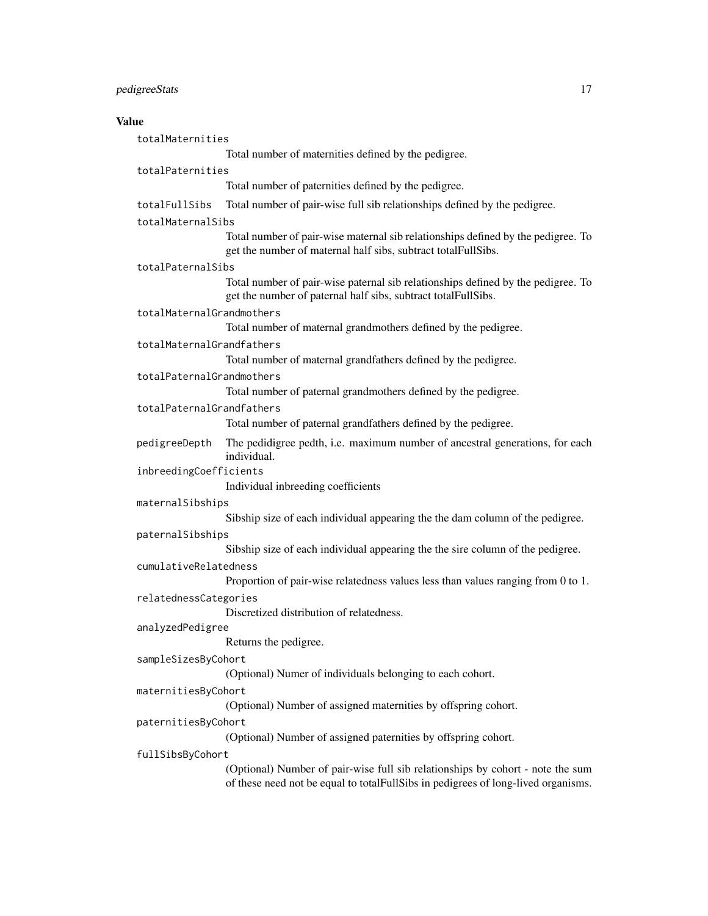## Value

`totalMaternities`
: Total number of maternities defined by the pedigree.

`totalPaternities`
: Total number of paternities defined by the pedigree.

`totalFullSibs`
: Total number of pair-wise full sib relationships defined by the pedigree.

`totalMaternalSibs`
: Total number of pair-wise maternal sib relationships defined by the pedigree. To get the number of maternal half sibs, subtract totalFullSibs.

`totalPaternalSibs`
: Total number of pair-wise paternal sib relationships defined by the pedigree. To get the number of paternal half sibs, subtract totalFullSibs.

`totalMaternalGrandmothers`
: Total number of maternal grandmothers defined by the pedigree.

`totalMaternalGrandfathers`
: Total number of maternal grandfathers defined by the pedigree.

`totalPaternalGrandmothers`
: Total number of paternal grandmothers defined by the pedigree.

`totalPaternalGrandfathers`
: Total number of paternal grandfathers defined by the pedigree.

`pedigreeDepth`
: The pedidigree pedth, i.e. maximum number of ancestral generations, for each individual.

`inbreedingCoefficients`
: Individual inbreeding coefficients

`maternalSibships`
: Sibship size of each individual appearing the the dam column of the pedigree.

`paternalSibships`
: Sibship size of each individual appearing the the sire column of the pedigree.

`cumulativeRelatedness`
: Proportion of pair-wise relatedness values less than values ranging from 0 to 1.

`relatednessCategories`
: Discretized distribution of relatedness.

`analyzedPedigree`
: Returns the pedigree.

`sampleSizesByCohort`
: (Optional) Numer of individuals belonging to each cohort.

`maternitiesByCohort`
: (Optional) Number of assigned maternities by offspring cohort.

`paternitiesByCohort`
: (Optional) Number of assigned paternities by offspring cohort.

`fullSibsByCohort`
: (Optional) Number of pair-wise full sib relationships by cohort - note the sum of these need not be equal to totalFullSibs in pedigrees of long-lived organisms.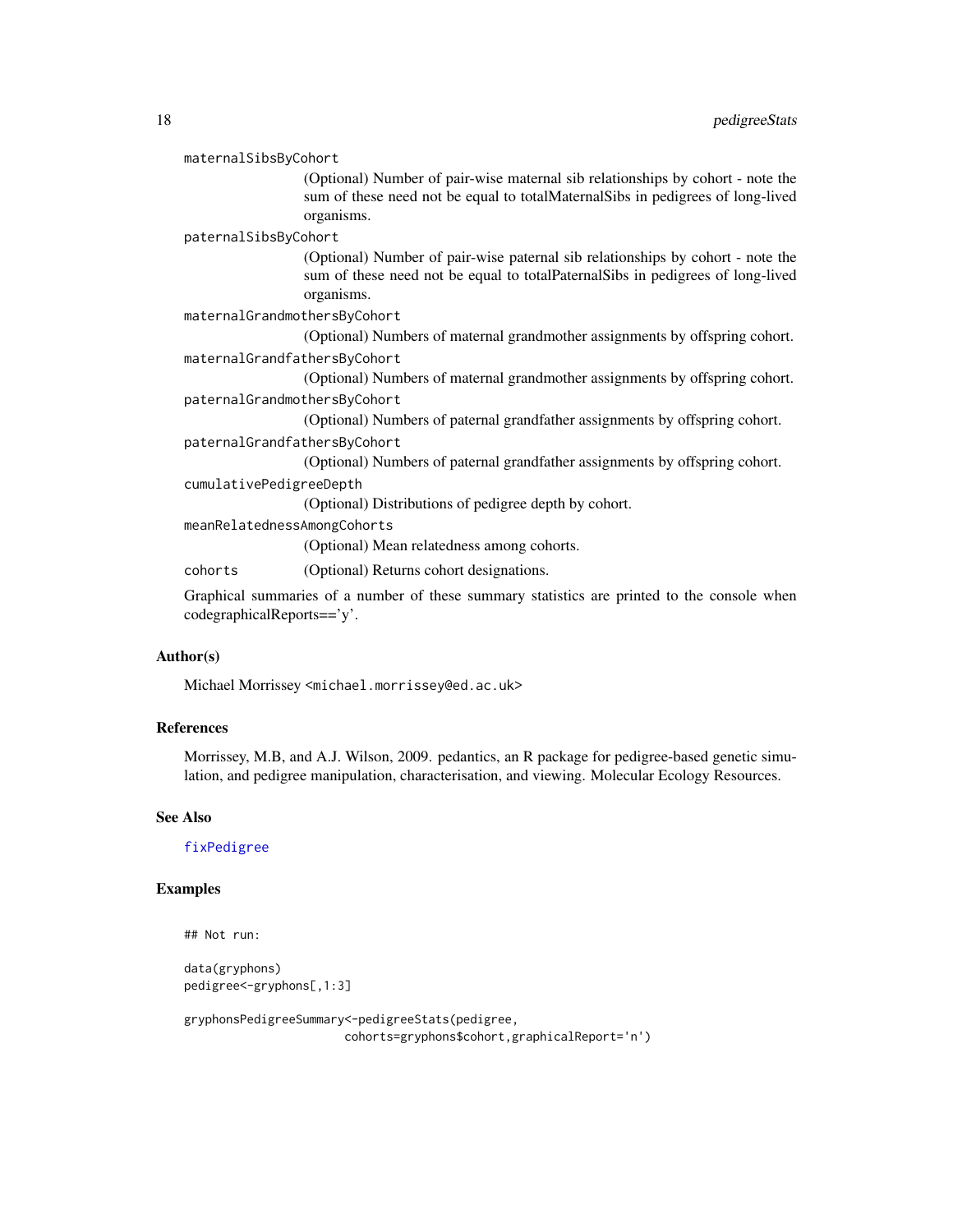maternalSibsByCohort
: (Optional) Number of pair-wise maternal sib relationships by cohort - note the sum of these need not be equal to totalMaternalSibs in pedigrees of long-lived organisms.

paternalSibsByCohort
: (Optional) Number of pair-wise paternal sib relationships by cohort - note the sum of these need not be equal to totalPaternalSibs in pedigrees of long-lived organisms.

maternalGrandmothersByCohort
: (Optional) Numbers of maternal grandmother assignments by offspring cohort.

maternalGrandfathersByCohort
: (Optional) Numbers of maternal grandmother assignments by offspring cohort.

paternalGrandmothersByCohort
: (Optional) Numbers of paternal grandfather assignments by offspring cohort.

paternalGrandfathersByCohort
: (Optional) Numbers of paternal grandfather assignments by offspring cohort.

cumulativePedigreeDepth
: (Optional) Distributions of pedigree depth by cohort.

meanRelatednessAmongCohorts
: (Optional) Mean relatedness among cohorts.

cohorts
: (Optional) Returns cohort designations.

Graphical summaries of a number of these summary statistics are printed to the console when codegraphicalReports=='y'.

## Author(s)

Michael Morrissey <michael.morrissey@ed.ac.uk>

## References

Morrissey, M.B, and A.J. Wilson, 2009. pedantics, an R package for pedigree-based genetic simulation, and pedigree manipulation, characterisation, and viewing. Molecular Ecology Resources.

## See Also

fixPedigree

## Examples

```
## Not run:

data(gryphons)
pedigree<-gryphons[,1:3]

gryphonsPedigreeSummary<-pedigreeStats(pedigree,
                        cohorts=gryphons$cohort,graphicalReport='n')
```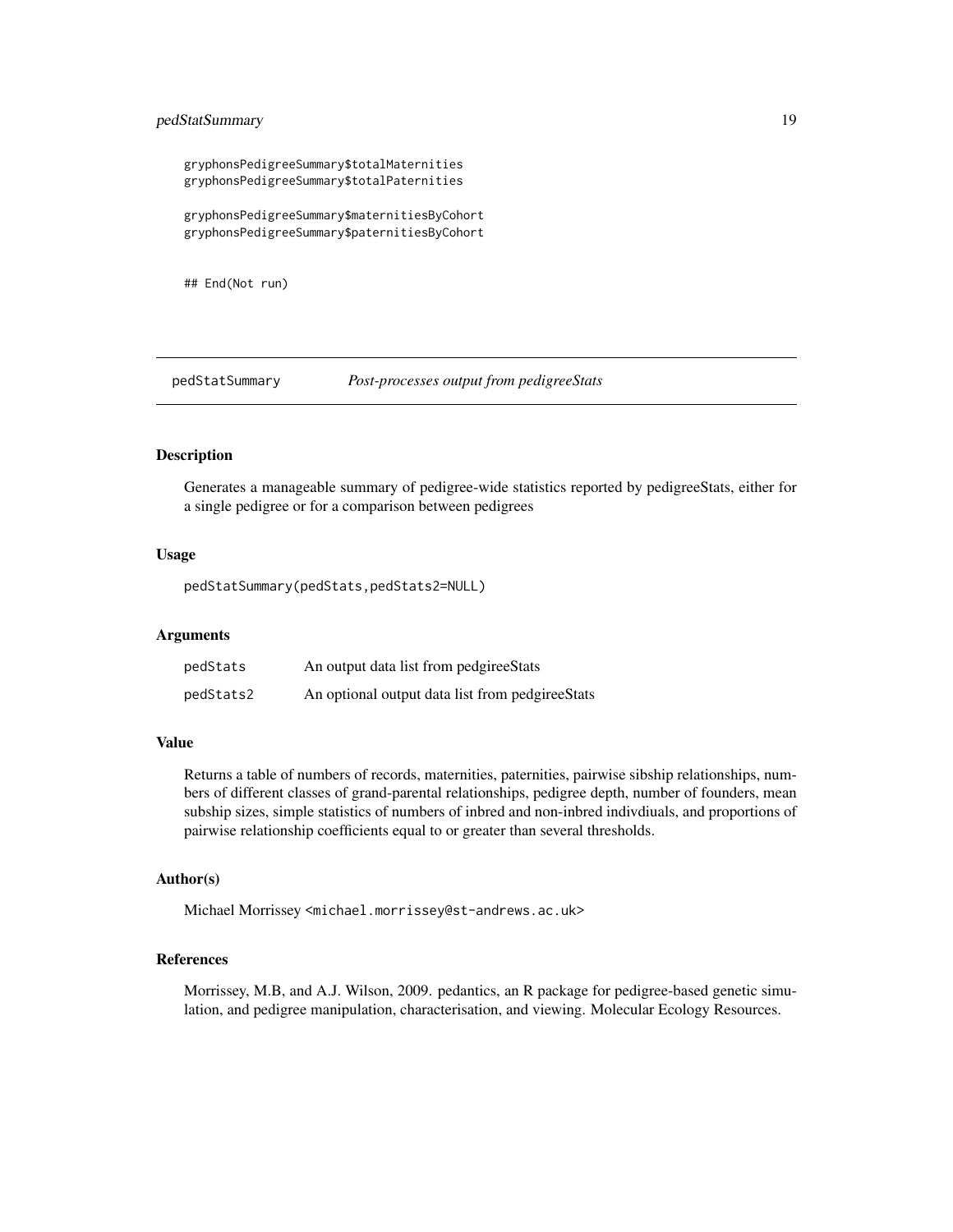```
gryphonsPedigreeSummary$totalMaternities
gryphonsPedigreeSummary$totalPaternities

gryphonsPedigreeSummary$maternitiesByCohort
gryphonsPedigreeSummary$paternitiesByCohort


## End(Not run)
```

---

pedStatSummary *Post-processes output from pedigreeStats*

---

## Description

Generates a manageable summary of pedigree-wide statistics reported by pedigreeStats, either for a single pedigree or for a comparison between pedigrees

## Usage

```
pedStatSummary(pedStats,pedStats2=NULL)
```

## Arguments

| | |
|---|---|
| pedStats | An output data list from pedgireeStats |
| pedStats2 | An optional output data list from pedgireeStats |

## Value

Returns a table of numbers of records, maternities, paternities, pairwise sibship relationships, numbers of different classes of grand-parental relationships, pedigree depth, number of founders, mean subship sizes, simple statistics of numbers of inbred and non-inbred indivdiuals, and proportions of pairwise relationship coefficients equal to or greater than several thresholds.

## Author(s)

Michael Morrissey <michael.morrissey@st-andrews.ac.uk>

## References

Morrissey, M.B, and A.J. Wilson, 2009. pedantics, an R package for pedigree-based genetic simulation, and pedigree manipulation, characterisation, and viewing. Molecular Ecology Resources.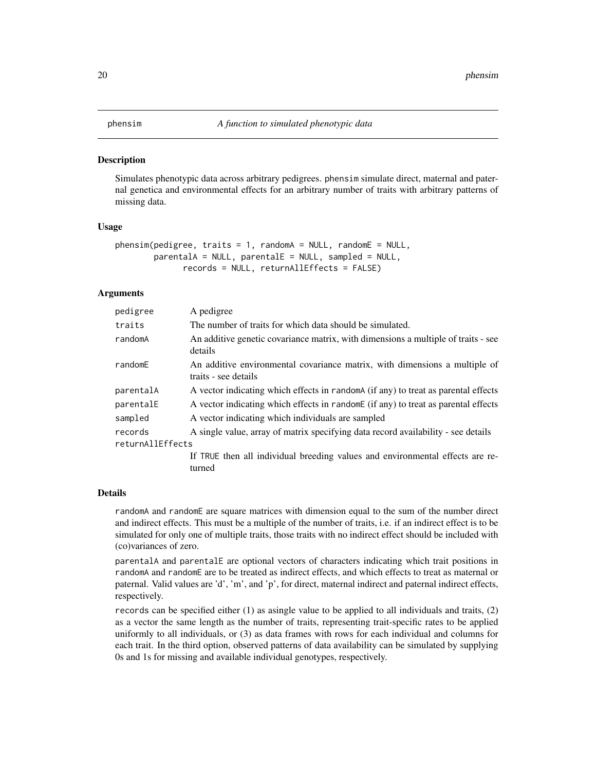## phensim — *A function to simulated phenotypic data*

### Description

Simulates phenotypic data across arbitrary pedigrees. phensim simulate direct, maternal and paternal genetica and environmental effects for an arbitrary number of traits with arbitrary patterns of missing data.

### Usage

```
phensim(pedigree, traits = 1, randomA = NULL, randomE = NULL,
        parentalA = NULL, parentalE = NULL, sampled = NULL,
              records = NULL, returnAllEffects = FALSE)
```

### Arguments

| | |
|---|---|
| pedigree | A pedigree |
| traits | The number of traits for which data should be simulated. |
| randomA | An additive genetic covariance matrix, with dimensions a multiple of traits - see details |
| randomE | An additive environmental covariance matrix, with dimensions a multiple of traits - see details |
| parentalA | A vector indicating which effects in randomA (if any) to treat as parental effects |
| parentalE | A vector indicating which effects in randomE (if any) to treat as parental effects |
| sampled | A vector indicating which individuals are sampled |
| records | A single value, array of matrix specifying data record availability - see details |
| returnAllEffects | If TRUE then all individual breeding values and environmental effects are returned |

### Details

randomA and randomE are square matrices with dimension equal to the sum of the number direct and indirect effects. This must be a multiple of the number of traits, i.e. if an indirect effect is to be simulated for only one of multiple traits, those traits with no indirect effect should be included with (co)variances of zero.

parentalA and parentalE are optional vectors of characters indicating which trait positions in randomA and randomE are to be treated as indirect effects, and which effects to treat as maternal or paternal. Valid values are 'd', 'm', and 'p', for direct, maternal indirect and paternal indirect effects, respectively.

records can be specified either (1) as asingle value to be applied to all individuals and traits, (2) as a vector the same length as the number of traits, representing trait-specific rates to be applied uniformly to all individuals, or (3) as data frames with rows for each individual and columns for each trait. In the third option, observed patterns of data availability can be simulated by supplying 0s and 1s for missing and available individual genotypes, respectively.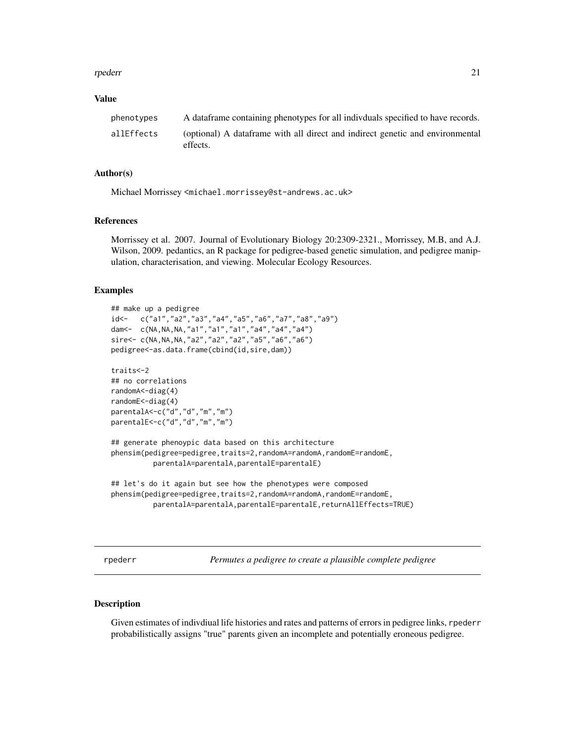### Value

| | |
|---|---|
| phenotypes | A dataframe containing phenotypes for all indivduals specified to have records. |
| allEffects | (optional) A dataframe with all direct and indirect genetic and environmental effects. |

### Author(s)

Michael Morrissey <michael.morrissey@st-andrews.ac.uk>

### References

Morrissey et al. 2007. Journal of Evolutionary Biology 20:2309-2321., Morrissey, M.B, and A.J. Wilson, 2009. pedantics, an R package for pedigree-based genetic simulation, and pedigree manipulation, characterisation, and viewing. Molecular Ecology Resources.

### Examples

```
## make up a pedigree
id<-   c("a1","a2","a3","a4","a5","a6","a7","a8","a9")
dam<-  c(NA,NA,NA,"a1","a1","a1","a4","a4","a4")
sire<- c(NA,NA,NA,"a2","a2","a2","a5","a6","a6")
pedigree<-as.data.frame(cbind(id,sire,dam))

traits<-2
## no correlations
randomA<-diag(4)
randomE<-diag(4)
parentalA<-c("d","d","m","m")
parentalE<-c("d","d","m","m")

## generate phenoypic data based on this architecture
phensim(pedigree=pedigree,traits=2,randomA=randomA,randomE=randomE,
          parentalA=parentalA,parentalE=parentalE)

## let's do it again but see how the phenotypes were composed
phensim(pedigree=pedigree,traits=2,randomA=randomA,randomE=randomE,
          parentalA=parentalA,parentalE=parentalE,returnAllEffects=TRUE)
```

---

## rpederr — *Permutes a pedigree to create a plausible complete pedigree*

### Description

Given estimates of indivdiual life histories and rates and patterns of errors in pedigree links, rpederr probabilistically assigns "true" parents given an incomplete and potentially eroneous pedigree.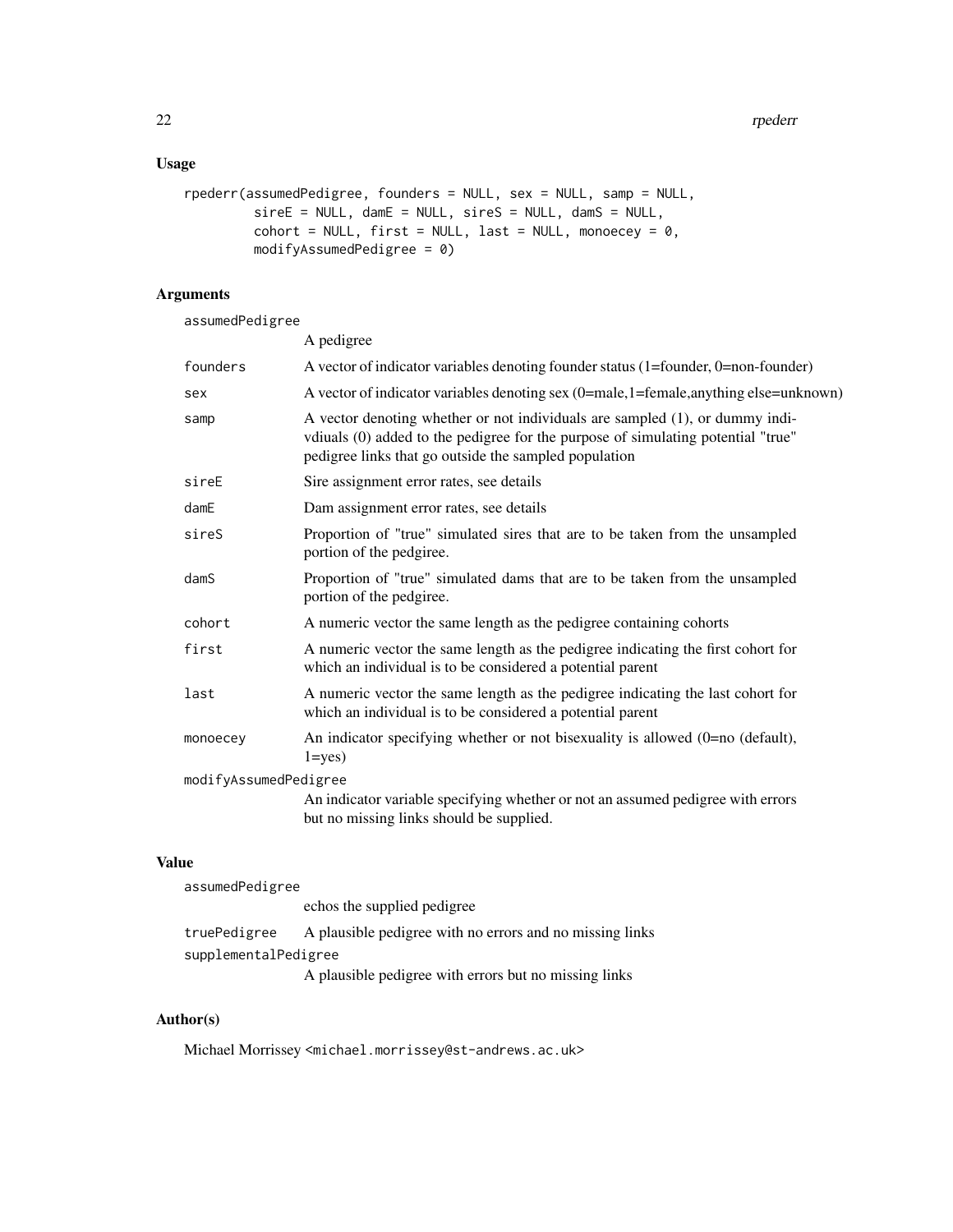## Usage

```
rpederr(assumedPedigree, founders = NULL, sex = NULL, samp = NULL,
        sireE = NULL, damE = NULL, sireS = NULL, damS = NULL,
        cohort = NULL, first = NULL, last = NULL, monoecey = 0,
        modifyAssumedPedigree = 0)
```

## Arguments

| | |
|---|---|
| `assumedPedigree` | A pedigree |
| `founders` | A vector of indicator variables denoting founder status (1=founder, 0=non-founder) |
| `sex` | A vector of indicator variables denoting sex (0=male,1=female,anything else=unknown) |
| `samp` | A vector denoting whether or not individuals are sampled (1), or dummy indivdiuals (0) added to the pedigree for the purpose of simulating potential "true" pedigree links that go outside the sampled population |
| `sireE` | Sire assignment error rates, see details |
| `damE` | Dam assignment error rates, see details |
| `sireS` | Proportion of "true" simulated sires that are to be taken from the unsampled portion of the pedgiree. |
| `damS` | Proportion of "true" simulated dams that are to be taken from the unsampled portion of the pedgiree. |
| `cohort` | A numeric vector the same length as the pedigree containing cohorts |
| `first` | A numeric vector the same length as the pedigree indicating the first cohort for which an individual is to be considered a potential parent |
| `last` | A numeric vector the same length as the pedigree indicating the last cohort for which an individual is to be considered a potential parent |
| `monoecey` | An indicator specifying whether or not bisexuality is allowed (0=no (default), 1=yes) |
| `modifyAssumedPedigree` | An indicator variable specifying whether or not an assumed pedigree with errors but no missing links should be supplied. |

## Value

| | |
|---|---|
| `assumedPedigree` | echos the supplied pedigree |
| `truePedigree` | A plausible pedigree with no errors and no missing links |
| `supplementalPedigree` | A plausible pedigree with errors but no missing links |

## Author(s)

Michael Morrissey <michael.morrissey@st-andrews.ac.uk>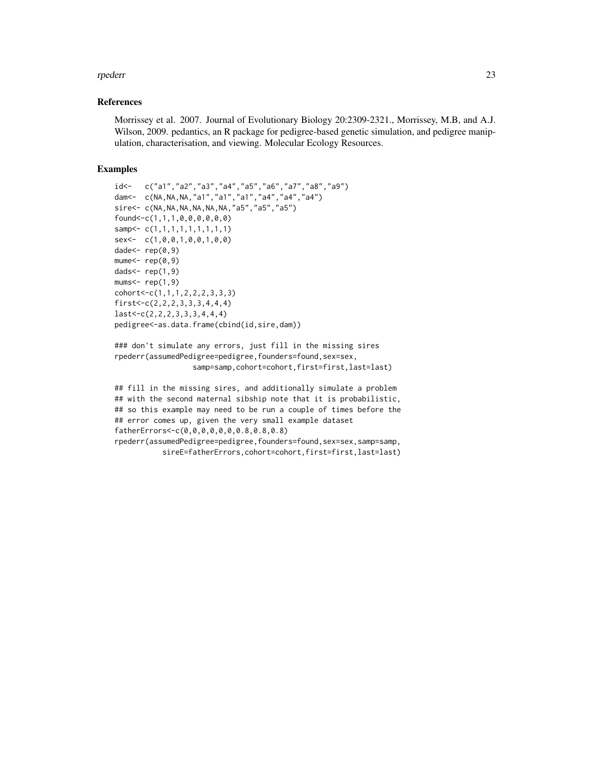## References

Morrissey et al. 2007. Journal of Evolutionary Biology 20:2309-2321., Morrissey, M.B, and A.J. Wilson, 2009. pedantics, an R package for pedigree-based genetic simulation, and pedigree manipulation, characterisation, and viewing. Molecular Ecology Resources.

## Examples

```
id<-   c("a1","a2","a3","a4","a5","a6","a7","a8","a9")
dam<-  c(NA,NA,NA,"a1","a1","a1","a4","a4","a4")
sire<- c(NA,NA,NA,NA,NA,NA,"a5","a5","a5")
found<-c(1,1,1,0,0,0,0,0,0)
samp<- c(1,1,1,1,1,1,1,1,1)
sex<-  c(1,0,0,1,0,0,1,0,0)
dade<- rep(0,9)
mume<- rep(0,9)
dads<- rep(1,9)
mums<- rep(1,9)
cohort<-c(1,1,1,2,2,2,3,3,3)
first<-c(2,2,2,3,3,3,4,4,4)
last<-c(2,2,2,3,3,3,4,4,4)
pedigree<-as.data.frame(cbind(id,sire,dam))

### don't simulate any errors, just fill in the missing sires
rpederr(assumedPedigree=pedigree,founders=found,sex=sex,
                 samp=samp,cohort=cohort,first=first,last=last)

## fill in the missing sires, and additionally simulate a problem
## with the second maternal sibship note that it is probabilistic,
## so this example may need to be run a couple of times before the
## error comes up, given the very small example dataset
fatherErrors<-c(0,0,0,0,0,0,0.8,0.8,0.8)
rpederr(assumedPedigree=pedigree,founders=found,sex=sex,samp=samp,
          sireE=fatherErrors,cohort=cohort,first=first,last=last)
```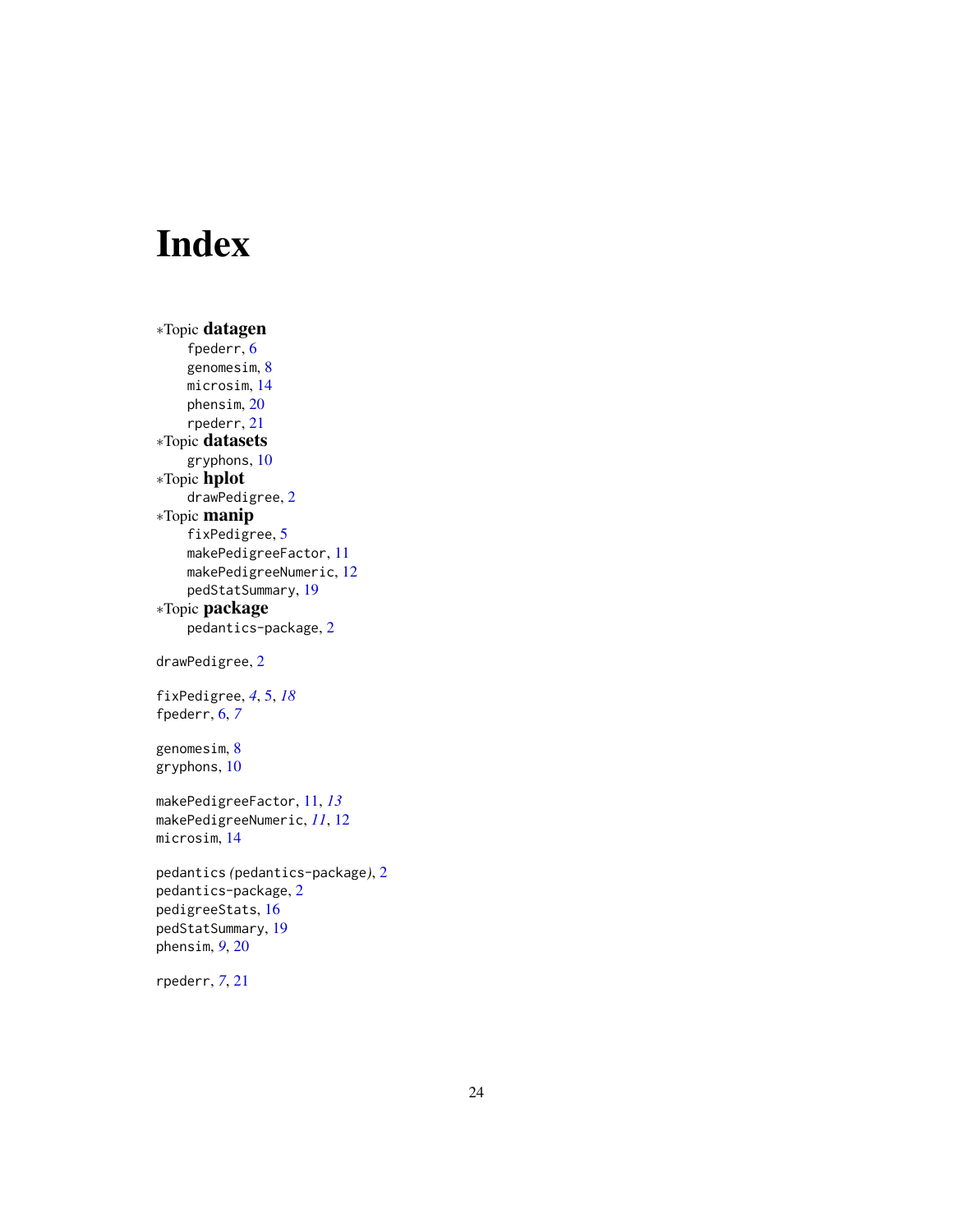# Index

∗Topic **datagen**
- fpederr, 6
- genomesim, 8
- microsim, 14
- phensim, 20
- rpederr, 21

∗Topic **datasets**
- gryphons, 10

∗Topic **hplot**
- drawPedigree, 2

∗Topic **manip**
- fixPedigree, 5
- makePedigreeFactor, 11
- makePedigreeNumeric, 12
- pedStatSummary, 19

∗Topic **package**
- pedantics-package, 2

drawPedigree, 2

fixPedigree, *4*, 5, *18*
fpederr, 6, *7*

genomesim, 8
gryphons, 10

makePedigreeFactor, 11, *13*
makePedigreeNumeric, *11*, 12
microsim, 14

pedantics *(*pedantics-package*)*, 2
pedantics-package, 2
pedigreeStats, 16
pedStatSummary, 19
phensim, *9*, 20

rpederr, *7*, 21